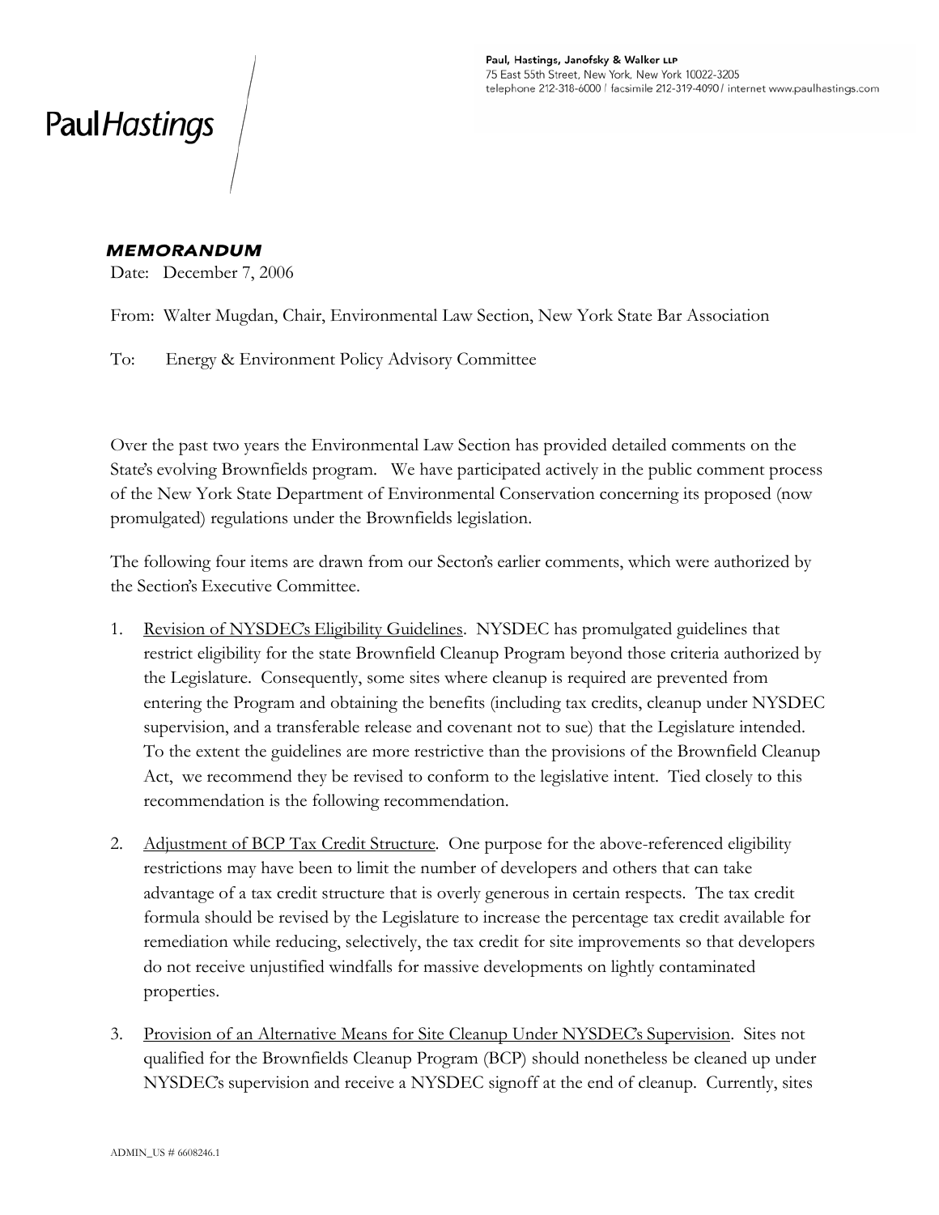Paul Hastings

Paul, Hastings, Janofsky & Walker LLP
75 East 55th Street, New York, New York 10022-3205
telephone 212-318-6000 / facsimile 212-319-4090 / internet www.paulhastings.com

## MEMORANDUM

Date: December 7, 2006

From: Walter Mugdan, Chair, Environmental Law Section, New York State Bar Association

To: Energy & Environment Policy Advisory Committee

Over the past two years the Environmental Law Section has provided detailed comments on the State's evolving Brownfields program. We have participated actively in the public comment process of the New York State Department of Environmental Conservation concerning its proposed (now promulgated) regulations under the Brownfields legislation.

The following four items are drawn from our Secton's earlier comments, which were authorized by the Section's Executive Committee.

1. Revision of NYSDEC's Eligibility Guidelines. NYSDEC has promulgated guidelines that restrict eligibility for the state Brownfield Cleanup Program beyond those criteria authorized by the Legislature. Consequently, some sites where cleanup is required are prevented from entering the Program and obtaining the benefits (including tax credits, cleanup under NYSDEC supervision, and a transferable release and covenant not to sue) that the Legislature intended. To the extent the guidelines are more restrictive than the provisions of the Brownfield Cleanup Act, we recommend they be revised to conform to the legislative intent. Tied closely to this recommendation is the following recommendation.

2. Adjustment of BCP Tax Credit Structure. One purpose for the above-referenced eligibility restrictions may have been to limit the number of developers and others that can take advantage of a tax credit structure that is overly generous in certain respects. The tax credit formula should be revised by the Legislature to increase the percentage tax credit available for remediation while reducing, selectively, the tax credit for site improvements so that developers do not receive unjustified windfalls for massive developments on lightly contaminated properties.

3. Provision of an Alternative Means for Site Cleanup Under NYSDEC's Supervision. Sites not qualified for the Brownfields Cleanup Program (BCP) should nonetheless be cleaned up under NYSDEC's supervision and receive a NYSDEC signoff at the end of cleanup. Currently, sites

ADMIN_US # 6608246.1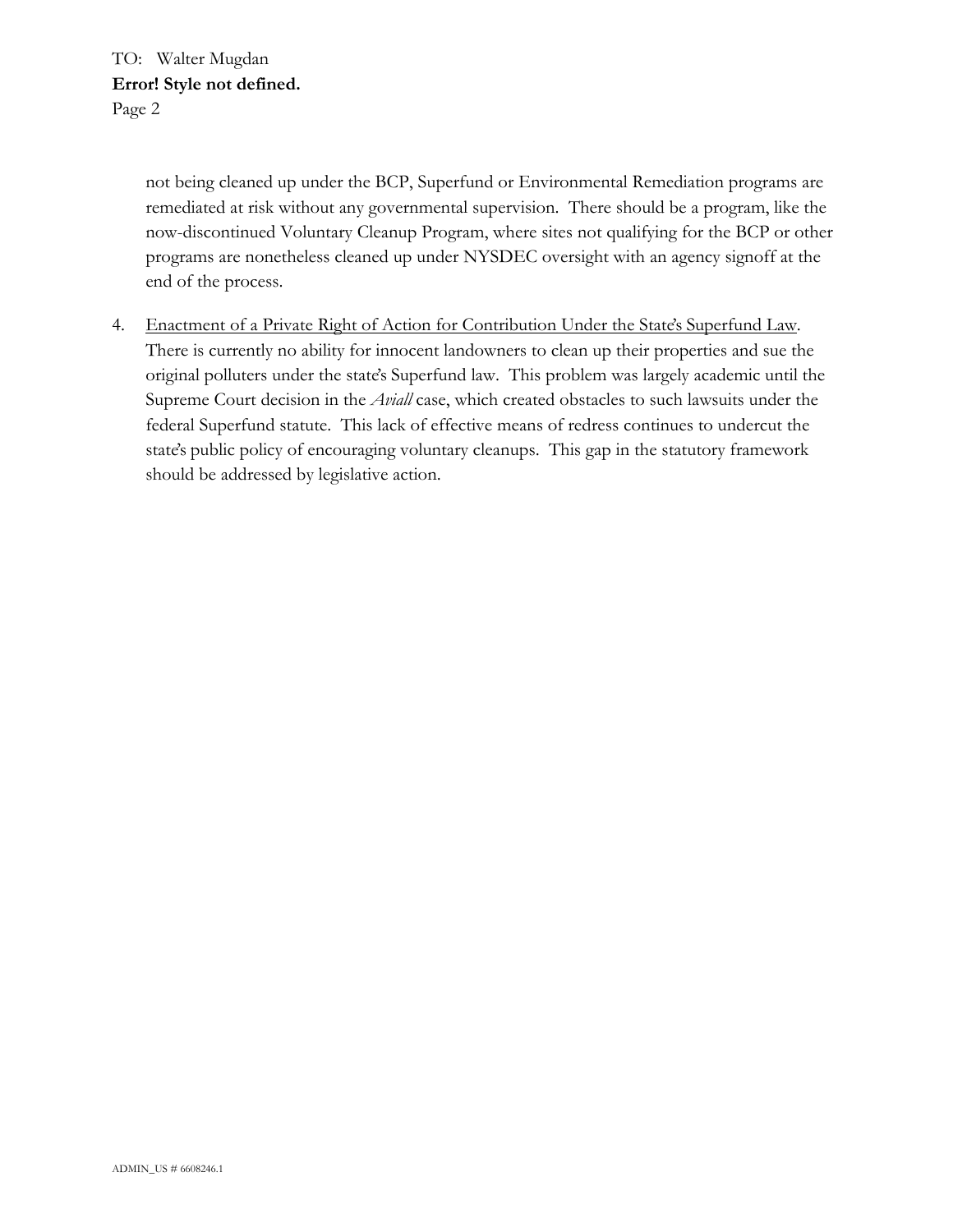not being cleaned up under the BCP, Superfund or Environmental Remediation programs are remediated at risk without any governmental supervision. There should be a program, like the now-discontinued Voluntary Cleanup Program, where sites not qualifying for the BCP or other programs are nonetheless cleaned up under NYSDEC oversight with an agency signoff at the end of the process.

4. Enactment of a Private Right of Action for Contribution Under the State's Superfund Law. There is currently no ability for innocent landowners to clean up their properties and sue the original polluters under the state's Superfund law. This problem was largely academic until the Supreme Court decision in the *Aviall* case, which created obstacles to such lawsuits under the federal Superfund statute. This lack of effective means of redress continues to undercut the state's public policy of encouraging voluntary cleanups. This gap in the statutory framework should be addressed by legislative action.